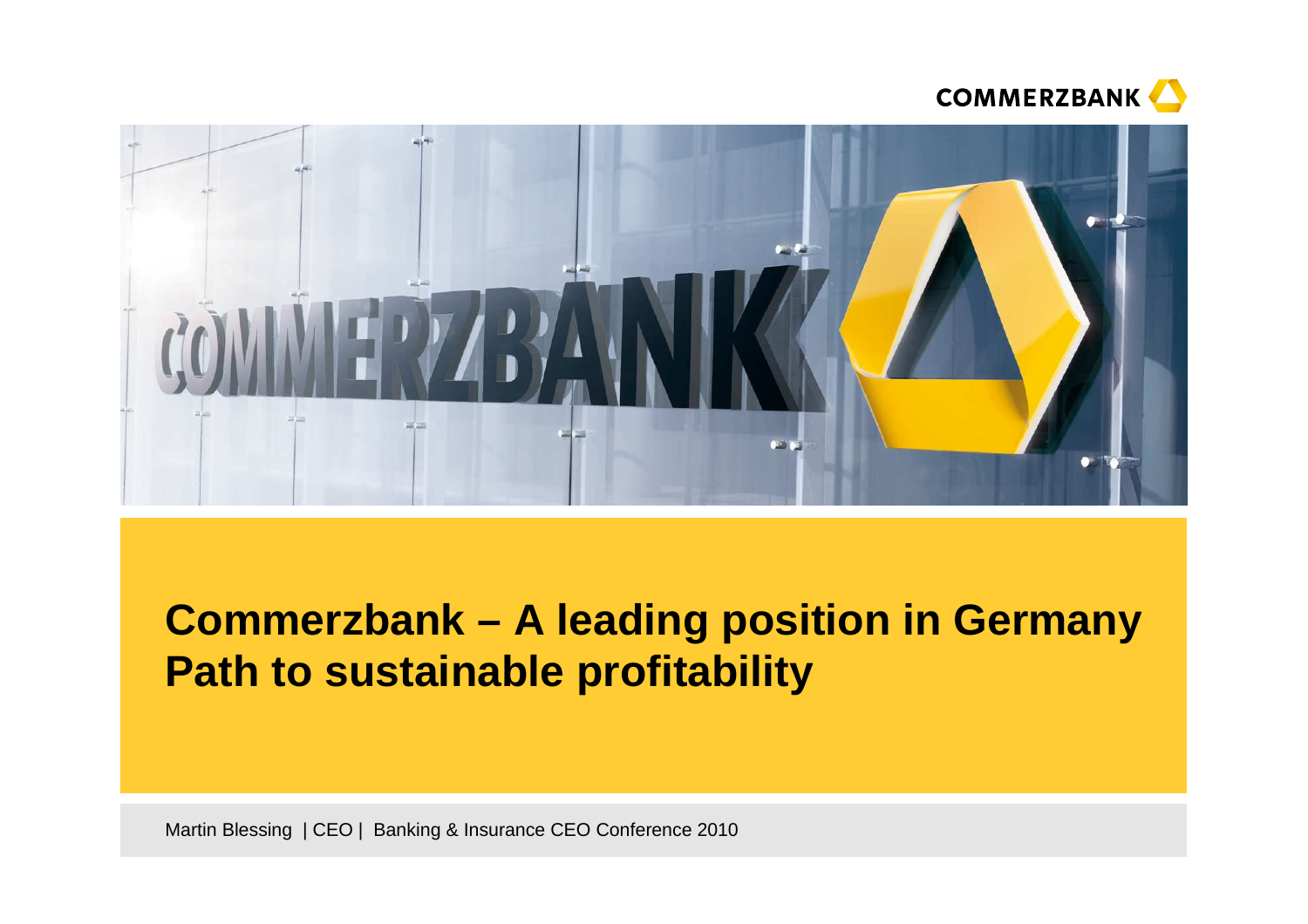# Commerzbank – A leading position in Germany
# Path to sustainable profitability

Martin Blessing | CEO | Banking & Insurance CEO Conference 2010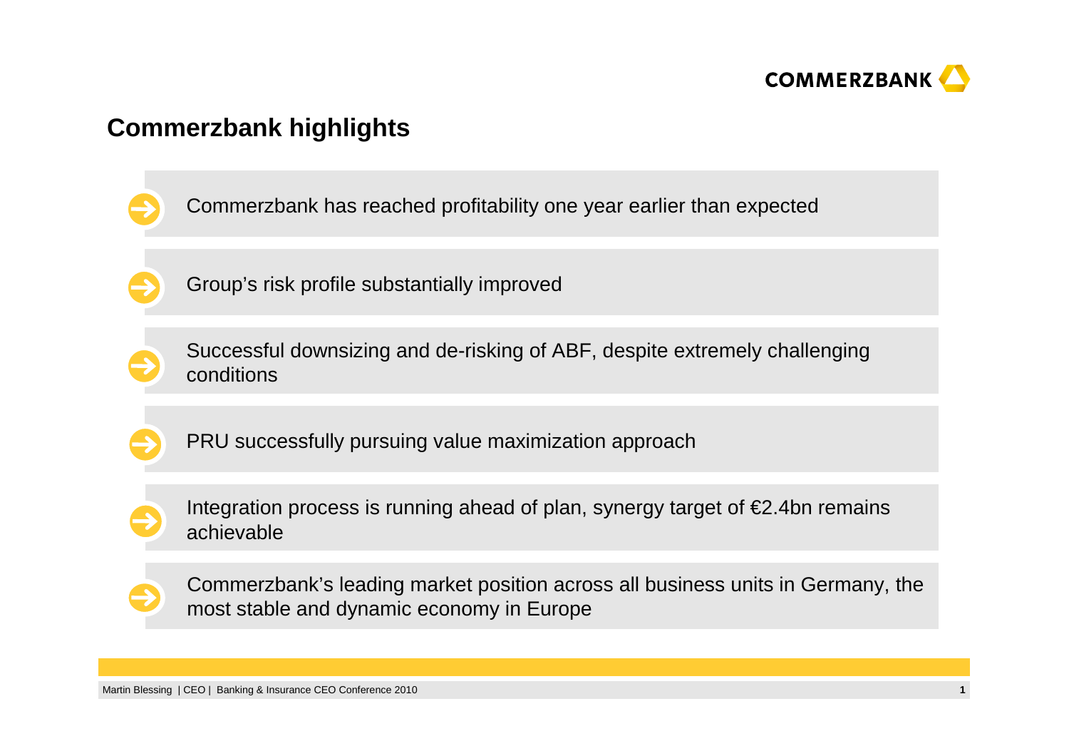## Commerzbank highlights

- Commerzbank has reached profitability one year earlier than expected
- Group's risk profile substantially improved
- Successful downsizing and de-risking of ABF, despite extremely challenging conditions
- PRU successfully pursuing value maximization approach
- Integration process is running ahead of plan, synergy target of €2.4bn remains achievable
- Commerzbank's leading market position across all business units in Germany, the most stable and dynamic economy in Europe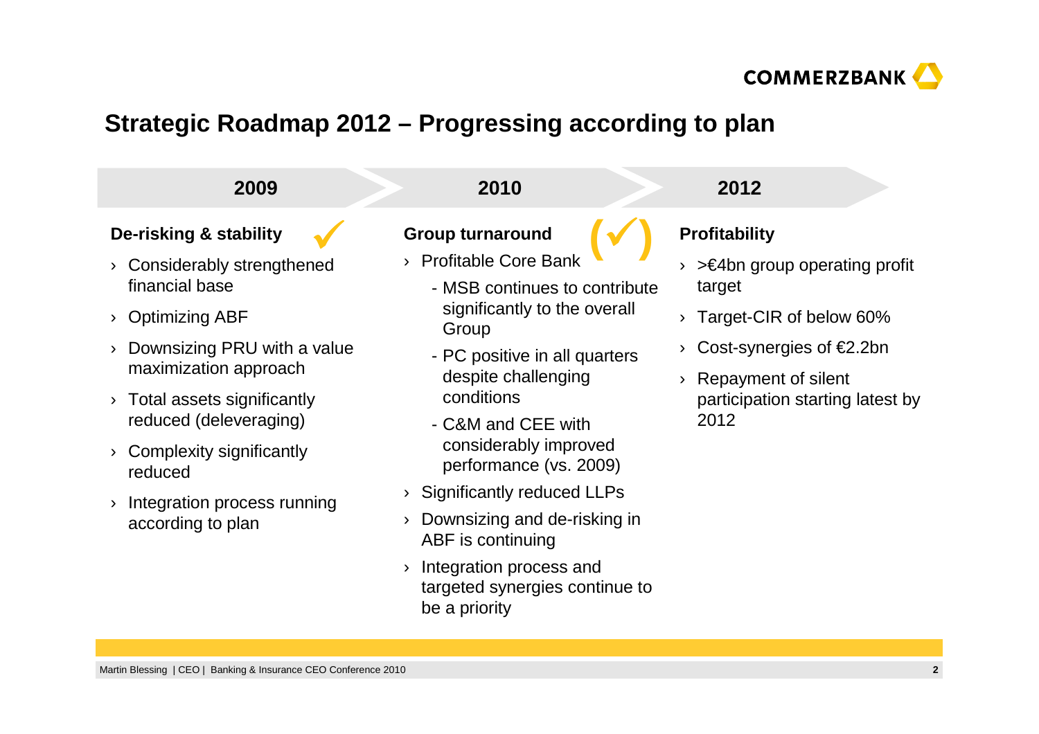## Strategic Roadmap 2012 – Progressing according to plan

### 2009

**De-risking & stability** ✓

- Considerably strengthened financial base
- Optimizing ABF
- Downsizing PRU with a value maximization approach
- Total assets significantly reduced (deleveraging)
- Complexity significantly reduced
- Integration process running according to plan

### 2010

**Group turnaround** (✓)

- Profitable Core Bank
  - MSB continues to contribute significantly to the overall Group
  - PC positive in all quarters despite challenging conditions
  - C&M and CEE with considerably improved performance (vs. 2009)
- Significantly reduced LLPs
- Downsizing and de-risking in ABF is continuing
- Integration process and targeted synergies continue to be a priority

### 2012

**Profitability**

- >€4bn group operating profit target
- Target-CIR of below 60%
- Cost-synergies of €2.2bn
- Repayment of silent participation starting latest by 2012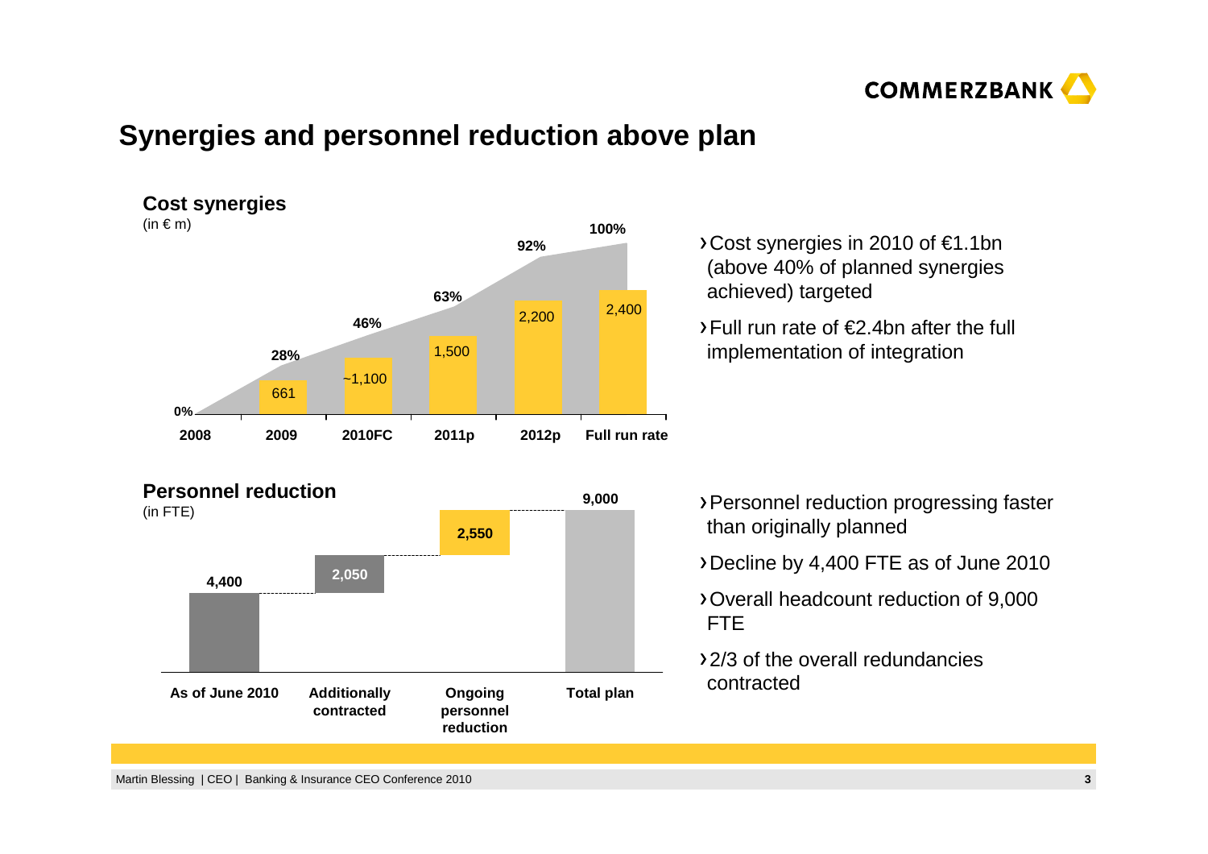# Synergies and personnel reduction above plan

## Cost synergies

(in € m)

| | 2008 | 2009 | 2010FC | 2011p | 2012p | Full run rate |
|---|---|---|---|---|---|---|
| Cost synergies | | 661 | ~1,100 | 1,500 | 2,200 | 2,400 |
| % of full run rate | 0% | 28% | 46% | 63% | 92% | 100% |

- Cost synergies in 2010 of €1.1bn (above 40% of planned synergies achieved) targeted
- Full run rate of €2.4bn after the full implementation of integration

## Personnel reduction

(in FTE)

| As of June 2010 | Additionally contracted | Ongoing personnel reduction | Total plan |
|---|---|---|---|
| 4,400 | 2,050 | 2,550 | 9,000 |

- Personnel reduction progressing faster than originally planned
- Decline by 4,400 FTE as of June 2010
- Overall headcount reduction of 9,000 FTE
- 2/3 of the overall redundancies contracted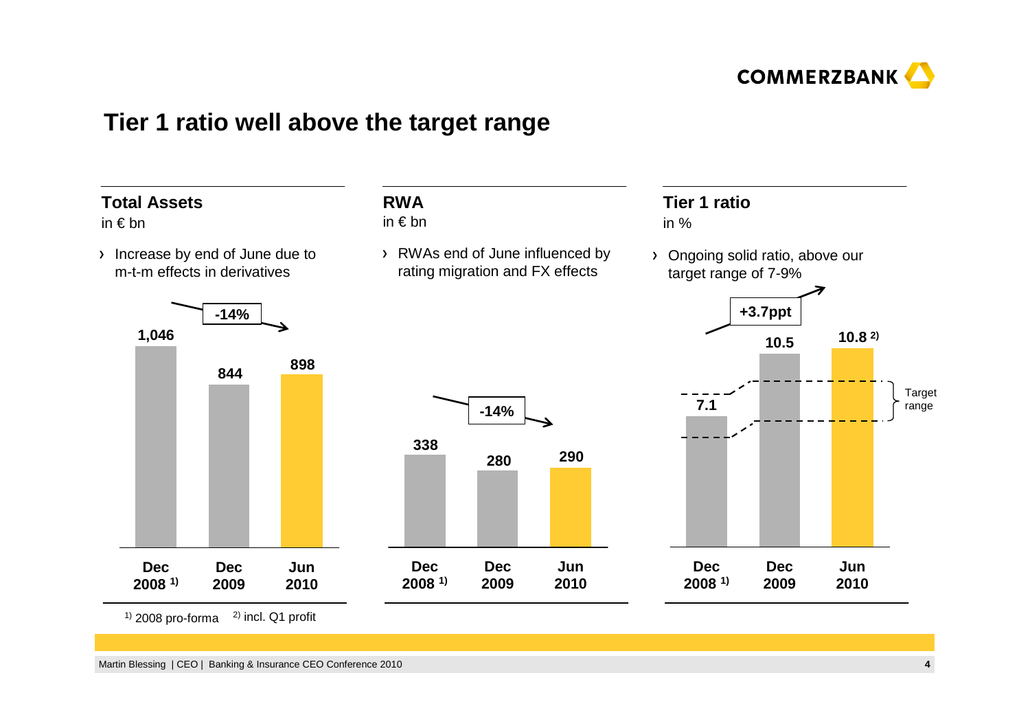# Tier 1 ratio well above the target range

## Total Assets

in € bn

- Increase by end of June due to m-t-m effects in derivatives

| | Dec 2008 [1] | Dec 2009 | Jun 2010 |
|---|---|---|---|
| Total Assets | 1,046 | 844 | 898 |

-14%

## RWA

in € bn

- RWAs end of June influenced by rating migration and FX effects

| | Dec 2008 [1] | Dec 2009 | Jun 2010 |
|---|---|---|---|
| RWA | 338 | 280 | 290 |

-14%

## Tier 1 ratio

in %

- Ongoing solid ratio, above our target range of 7-9%

| | Dec 2008 [1] | Dec 2009 | Jun 2010 |
|---|---|---|---|
| Tier 1 ratio | 7.1 | 10.5 | 10.8 [2] |

+3.7ppt

Target range

[1] 2008 pro-forma [2] incl. Q1 profit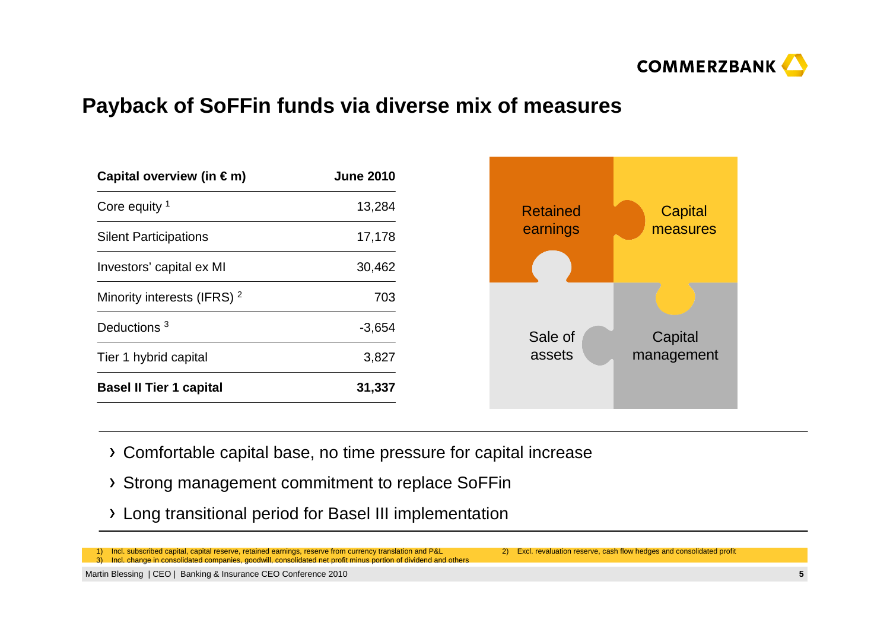# Payback of SoFFin funds via diverse mix of measures

| Capital overview (in € m) | June 2010 |
|---|---|
| Core equity [1] | 13,284 |
| Silent Participations | 17,178 |
| Investors' capital ex MI | 30,462 |
| Minority interests (IFRS) [2] | 703 |
| Deductions [3] | -3,654 |
| Tier 1 hybrid capital | 3,827 |
| **Basel II Tier 1 capital** | **31,337** |

Retained earnings

Capital measures

Sale of assets

Capital management

- Comfortable capital base, no time pressure for capital increase
- Strong management commitment to replace SoFFin
- Long transitional period for Basel III implementation

1) Incl. subscribed capital, capital reserve, retained earnings, reserve from currency translation and P&L
2) Excl. revaluation reserve, cash flow hedges and consolidated profit
3) Incl. change in consolidated companies, goodwill, consolidated net profit minus portion of dividend and others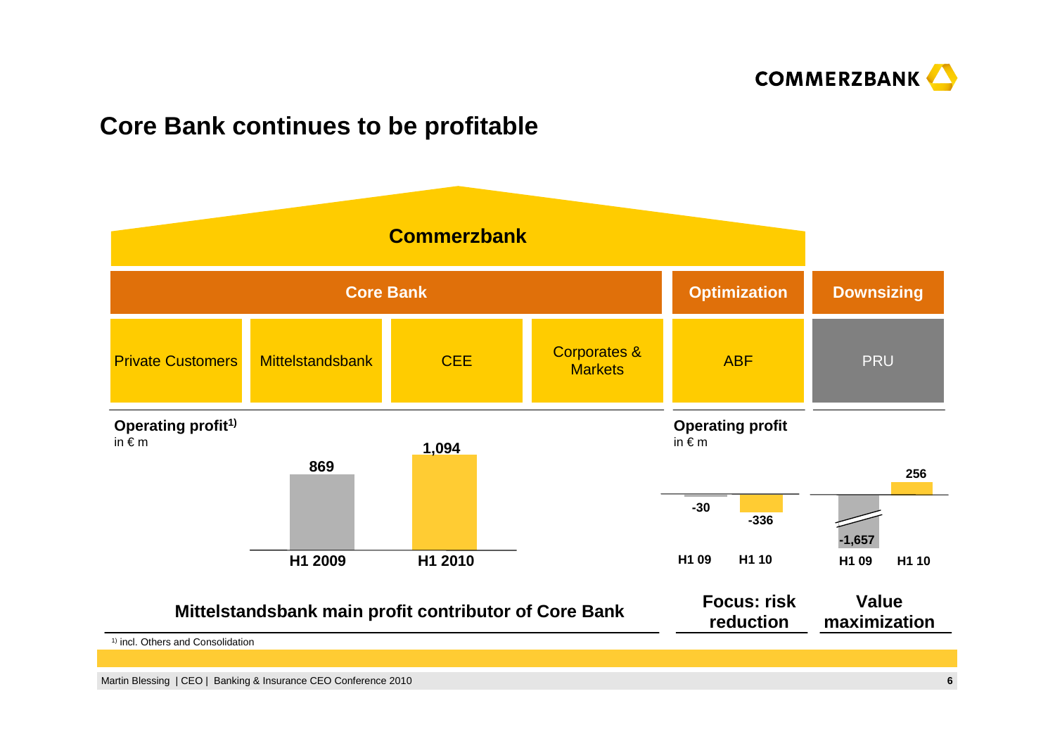# Core Bank continues to be profitable

**Commerzbank**

| Core Bank | | | | Optimization | Downsizing |
|---|---|---|---|---|---|
| Private Customers | Mittelstandsbank | CEE | Corporates & Markets | ABF | PRU |

**Operating profit**[1)]
in € m

| | H1 2009 | H1 2010 |
|---|---|---|
| Core Bank | 869 | 1,094 |

**Operating profit**
in € m

| | H1 09 | H1 10 |
|---|---|---|
| ABF | -30 | -336 |
| PRU | -1,657 | 256 |

**Mittelstandsbank main profit contributor of Core Bank**

**Focus: risk reduction**

**Value maximization**

1) incl. Others and Consolidation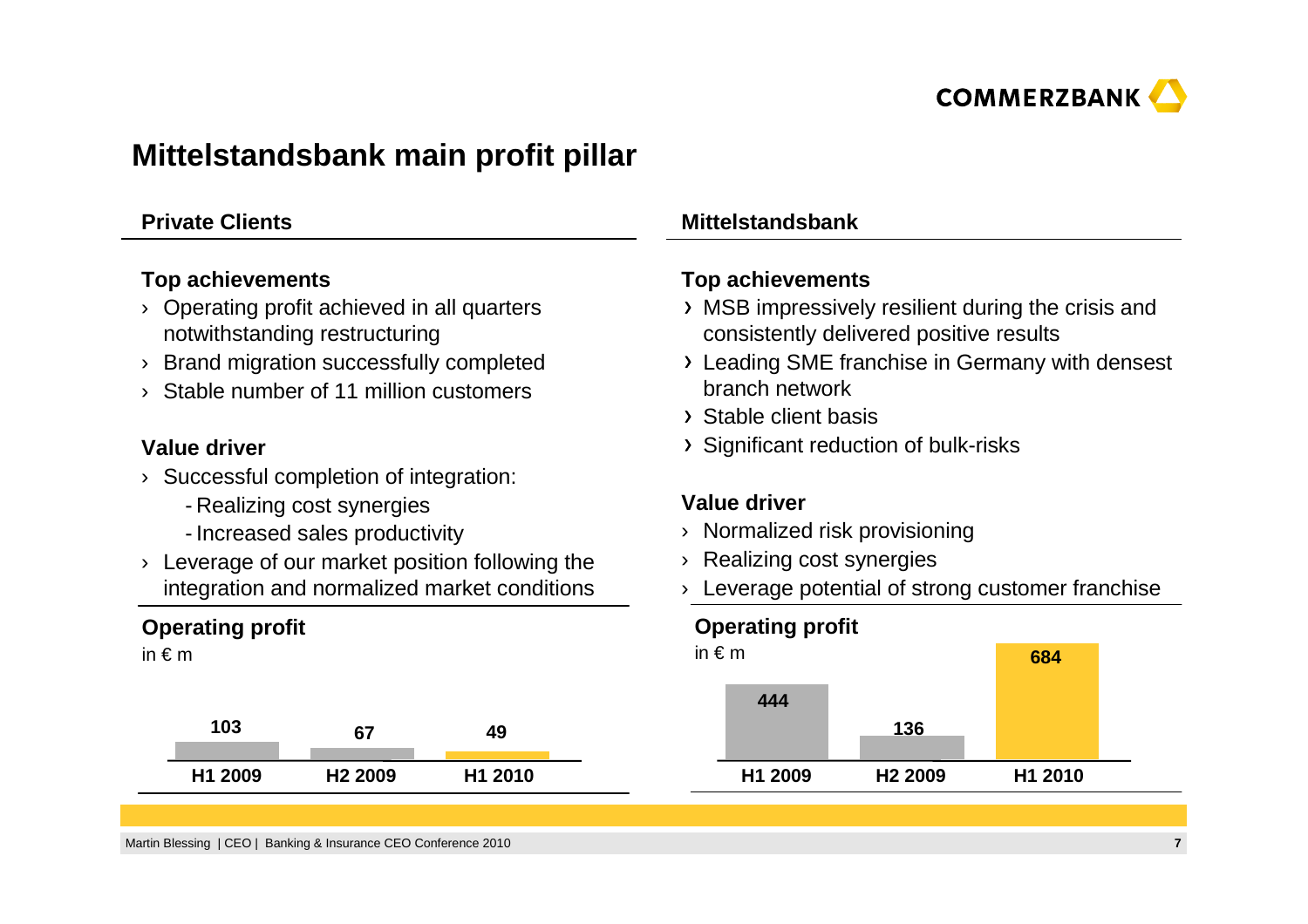# Mittelstandsbank main profit pillar

## Private Clients

### Top achievements

- Operating profit achieved in all quarters notwithstanding restructuring
- Brand migration successfully completed
- Stable number of 11 million customers

### Value driver

- Successful completion of integration:
  - Realizing cost synergies
  - Increased sales productivity
- Leverage of our market position following the integration and normalized market conditions

### Operating profit

in € m

| H1 2009 | H2 2009 | H1 2010 |
|---|---|---|
| 103 | 67 | 49 |

## Mittelstandsbank

### Top achievements

- MSB impressively resilient during the crisis and consistently delivered positive results
- Leading SME franchise in Germany with densest branch network
- Stable client basis
- Significant reduction of bulk-risks

### Value driver

- Normalized risk provisioning
- Realizing cost synergies
- Leverage potential of strong customer franchise

### Operating profit

in € m

| H1 2009 | H2 2009 | H1 2010 |
|---|---|---|
| 444 | 136 | 684 |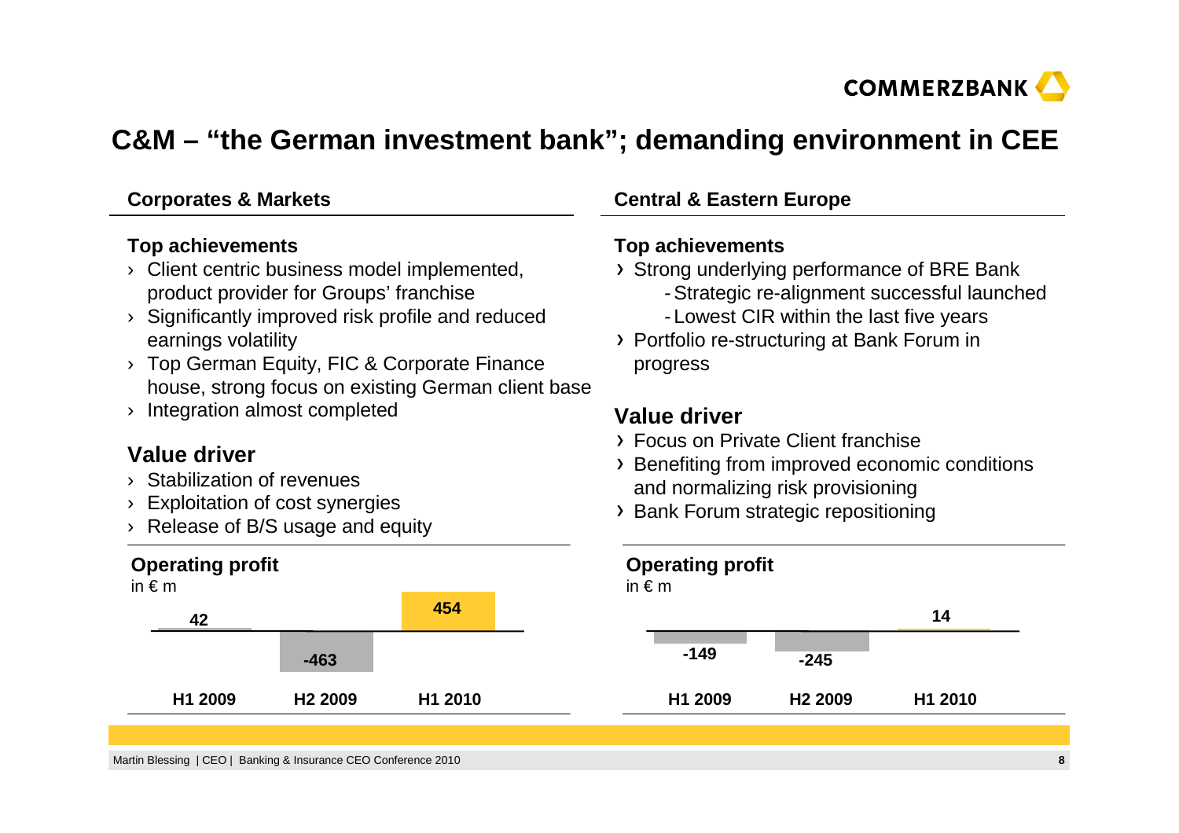# C&M – “the German investment bank”; demanding environment in CEE

## Corporates & Markets

### Top achievements

- Client centric business model implemented, product provider for Groups’ franchise
- Significantly improved risk profile and reduced earnings volatility
- Top German Equity, FIC & Corporate Finance house, strong focus on existing German client base
- Integration almost completed

### Value driver

- Stabilization of revenues
- Exploitation of cost synergies
- Release of B/S usage and equity

**Operating profit**
in € m

| H1 2009 | H2 2009 | H1 2010 |
|---|---|---|
| 42 | -463 | 454 |

## Central & Eastern Europe

### Top achievements

- Strong underlying performance of BRE Bank
  - Strategic re-alignment successful launched
  - Lowest CIR within the last five years
- Portfolio re-structuring at Bank Forum in progress

### Value driver

- Focus on Private Client franchise
- Benefiting from improved economic conditions and normalizing risk provisioning
- Bank Forum strategic repositioning

**Operating profit**
in € m

| H1 2009 | H2 2009 | H1 2010 |
|---|---|---|
| -149 | -245 | 14 |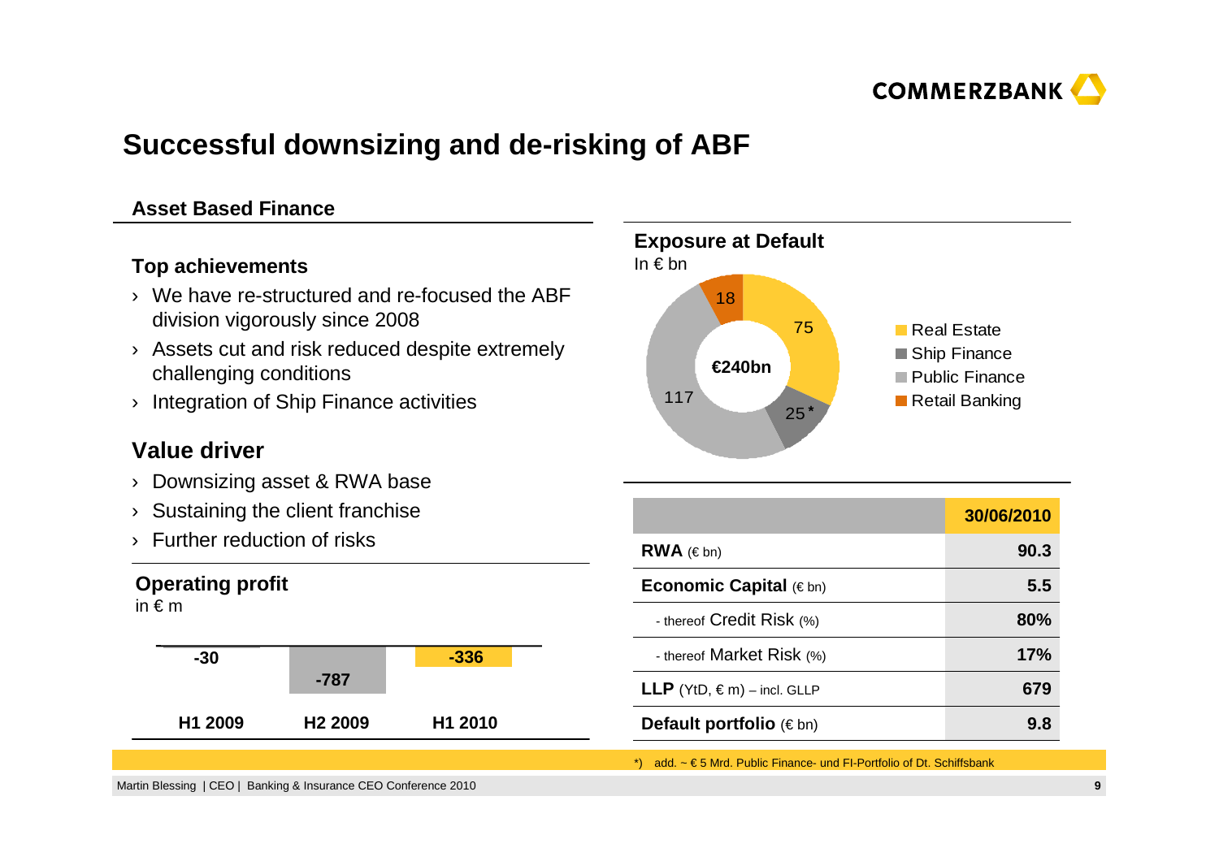# Successful downsizing and de-risking of ABF

## Asset Based Finance

### Top achievements

- We have re-structured and re-focused the ABF division vigorously since 2008
- Assets cut and risk reduced despite extremely challenging conditions
- Integration of Ship Finance activities

### Value driver

- Downsizing asset & RWA base
- Sustaining the client franchise
- Further reduction of risks

### Operating profit

in € m

| H1 2009 | H2 2009 | H1 2010 |
|---|---|---|
| -30 | -787 | -336 |

### Exposure at Default

In € bn

€240bn

| Segment | Exposure |
|---|---|
| Real Estate | 75 |
| Ship Finance | 25* |
| Public Finance | 117 |
| Retail Banking | 18 |

| | 30/06/2010 |
|---|---|
| **RWA** (€ bn) | 90.3 |
| **Economic Capital** (€ bn) | 5.5 |
| - thereof Credit Risk (%) | 80% |
| - thereof Market Risk (%) | 17% |
| **LLP** (YtD, € m) – incl. GLLP | 679 |
| **Default portfolio** (€ bn) | 9.8 |

*) add. ~ € 5 Mrd. Public Finance- und FI-Portfolio of Dt. Schiffsbank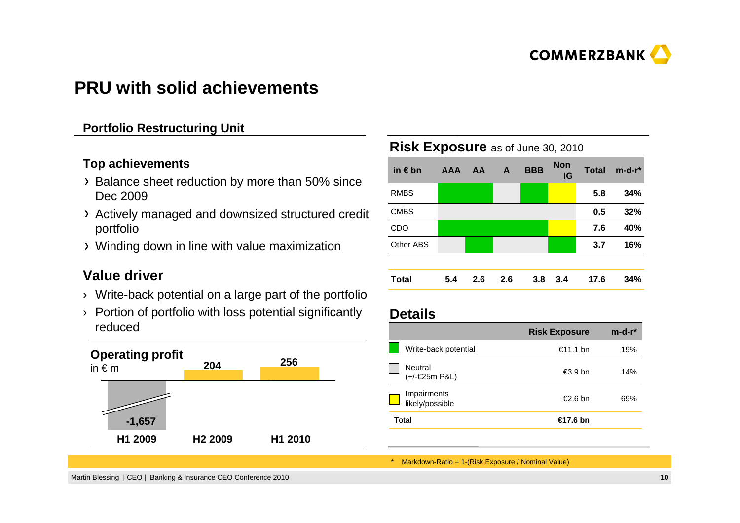# PRU with solid achievements

## Portfolio Restructuring Unit

### Top achievements

- Balance sheet reduction by more than 50% since Dec 2009
- Actively managed and downsized structured credit portfolio
- Winding down in line with value maximization

### Value driver

- Write-back potential on a large part of the portfolio
- Portion of portfolio with loss potential significantly reduced

### Operating profit

in € m

| H1 2009 | H2 2009 | H1 2010 |
|---|---|---|
| -1,657 | 204 | 256 |

## Risk Exposure as of June 30, 2010

| in € bn | AAA | AA | A | BBB | Non IG | Total | m-d-r* |
|---|---|---|---|---|---|---|---|
| RMBS | | | | | | 5.8 | 34% |
| CMBS | | | | | | 0.5 | 32% |
| CDO | | | | | | 7.6 | 40% |
| Other ABS | | | | | | 3.7 | 16% |
| **Total** | 5.4 | 2.6 | 2.6 | 3.8 | 3.4 | 17.6 | 34% |

## Details

| | Risk Exposure | m-d-r* |
|---|---|---|
| Write-back potential | €11.1 bn | 19% |
| Neutral (+/-€25m P&L) | €3.9 bn | 14% |
| Impairments likely/possible | €2.6 bn | 69% |
| Total | **€17.6 bn** | |

\* Markdown-Ratio = 1-(Risk Exposure / Nominal Value)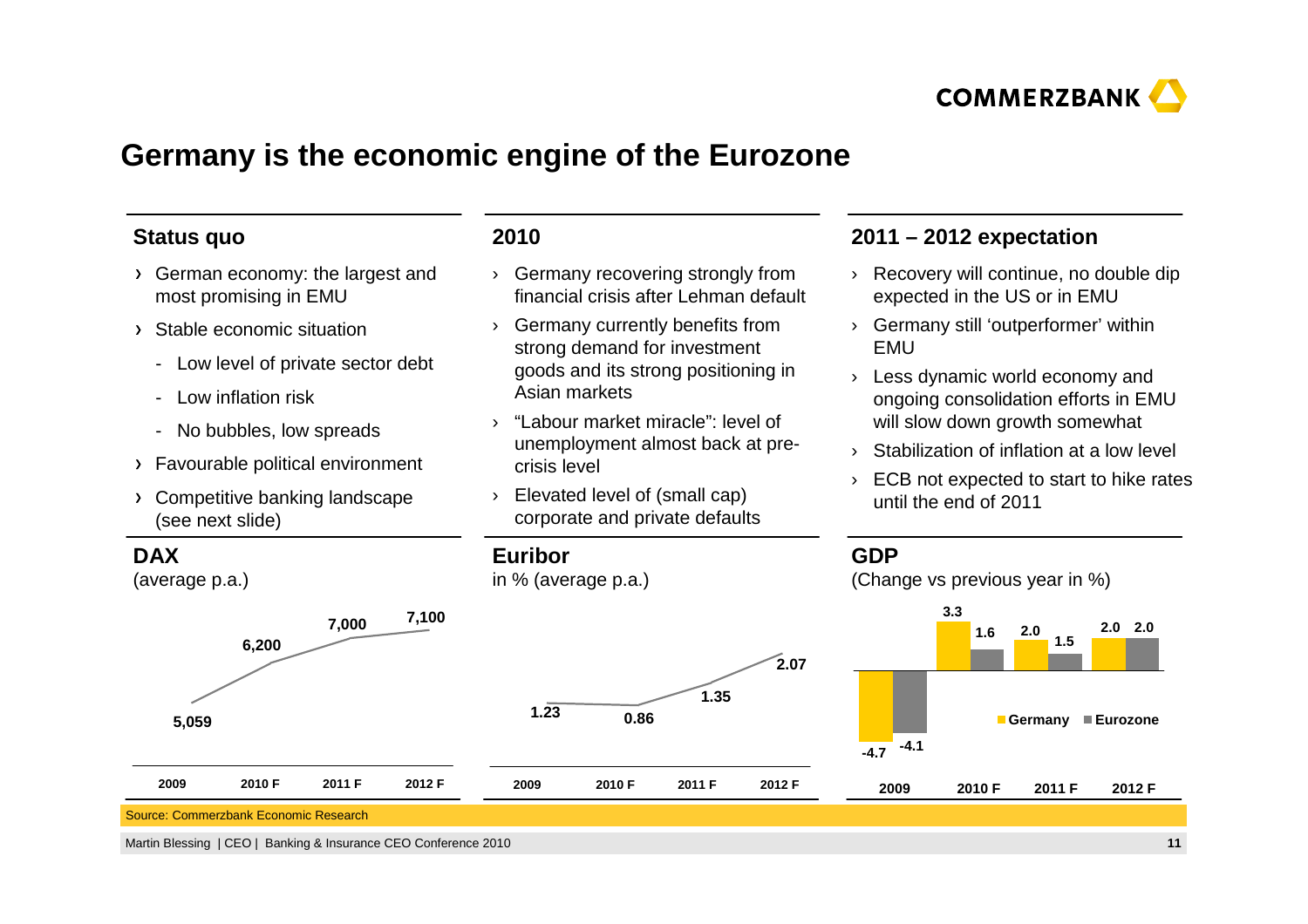# Germany is the economic engine of the Eurozone

## Status quo

- German economy: the largest and most promising in EMU
- Stable economic situation
  - Low level of private sector debt
  - Low inflation risk
  - No bubbles, low spreads
- Favourable political environment
- Competitive banking landscape (see next slide)

## 2010

- Germany recovering strongly from financial crisis after Lehman default
- Germany currently benefits from strong demand for investment goods and its strong positioning in Asian markets
- "Labour market miracle": level of unemployment almost back at pre-crisis level
- Elevated level of (small cap) corporate and private defaults

## 2011 – 2012 expectation

- Recovery will continue, no double dip expected in the US or in EMU
- Germany still 'outperformer' within EMU
- Less dynamic world economy and ongoing consolidation efforts in EMU will slow down growth somewhat
- Stabilization of inflation at a low level
- ECB not expected to start to hike rates until the end of 2011

## DAX

(average p.a.)

| 2009 | 2010 F | 2011 F | 2012 F |
|---|---|---|---|
| 5,059 | 6,200 | 7,000 | 7,100 |

## Euribor

in % (average p.a.)

| 2009 | 2010 F | 2011 F | 2012 F |
|---|---|---|---|
| 1.23 | 0.86 | 1.35 | 2.07 |

## GDP

(Change vs previous year in %)

| | 2009 | 2010 F | 2011 F | 2012 F |
|---|---|---|---|---|
| Germany | -4.7 | 3.3 | 2.0 | 2.0 |
| Eurozone | -4.1 | 1.6 | 1.5 | 2.0 |

Source: Commerzbank Economic Research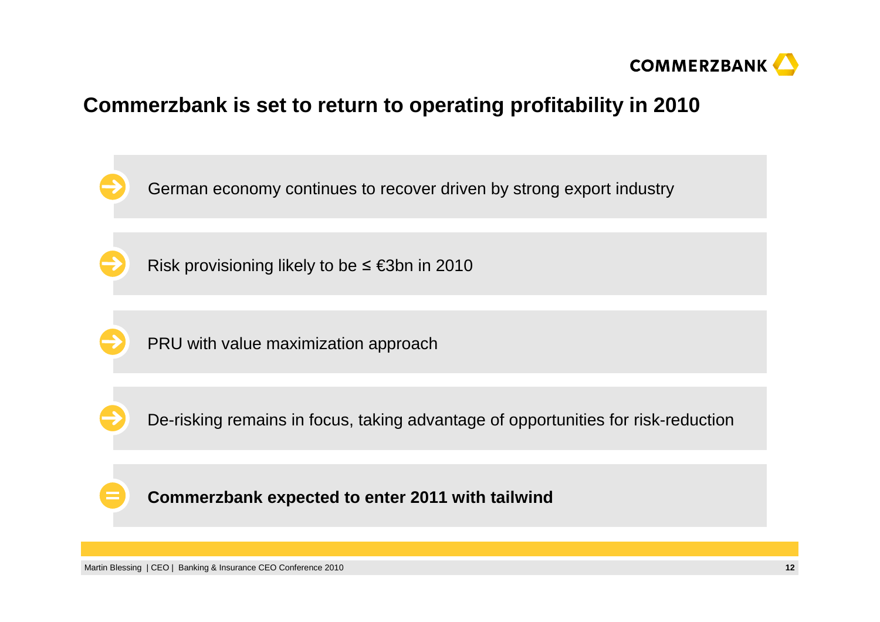# Commerzbank is set to return to operating profitability in 2010

- German economy continues to recover driven by strong export industry
- Risk provisioning likely to be ≤ €3bn in 2010
- PRU with value maximization approach
- De-risking remains in focus, taking advantage of opportunities for risk-reduction

= **Commerzbank expected to enter 2011 with tailwind**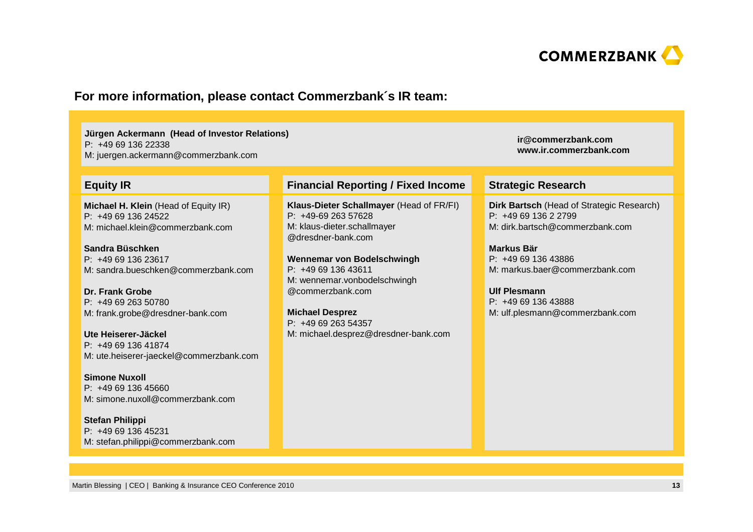COMMERZBANK

## For more information, please contact Commerzbank´s IR team:

**Jürgen Ackermann (Head of Investor Relations)**
P: +49 69 136 22338
M: juergen.ackermann@commerzbank.com

**ir@commerzbank.com**
**www.ir.commerzbank.com**

### Equity IR

**Michael H. Klein** (Head of Equity IR)
P: +49 69 136 24522
M: michael.klein@commerzbank.com

**Sandra Büschken**
P: +49 69 136 23617
M: sandra.bueschken@commerzbank.com

**Dr. Frank Grobe**
P: +49 69 263 50780
M: frank.grobe@dresdner-bank.com

**Ute Heiserer-Jäckel**
P: +49 69 136 41874
M: ute.heiserer-jaeckel@commerzbank.com

**Simone Nuxoll**
P: +49 69 136 45660
M: simone.nuxoll@commerzbank.com

**Stefan Philippi**
P: +49 69 136 45231
M: stefan.philippi@commerzbank.com

### Financial Reporting / Fixed Income

**Klaus-Dieter Schallmayer** (Head of FR/FI)
P: +49-69 263 57628
M: klaus-dieter.schallmayer@dresdner-bank.com

**Wennemar von Bodelschwingh**
P: +49 69 136 43611
M: wennemar.vonbodelschwingh@commerzbank.com

**Michael Desprez**
P: +49 69 263 54357
M: michael.desprez@dresdner-bank.com

### Strategic Research

**Dirk Bartsch** (Head of Strategic Research)
P: +49 69 136 2 2799
M: dirk.bartsch@commerzbank.com

**Markus Bär**
P: +49 69 136 43886
M: markus.baer@commerzbank.com

**Ulf Plesmann**
P: +49 69 136 43888
M: ulf.plesmann@commerzbank.com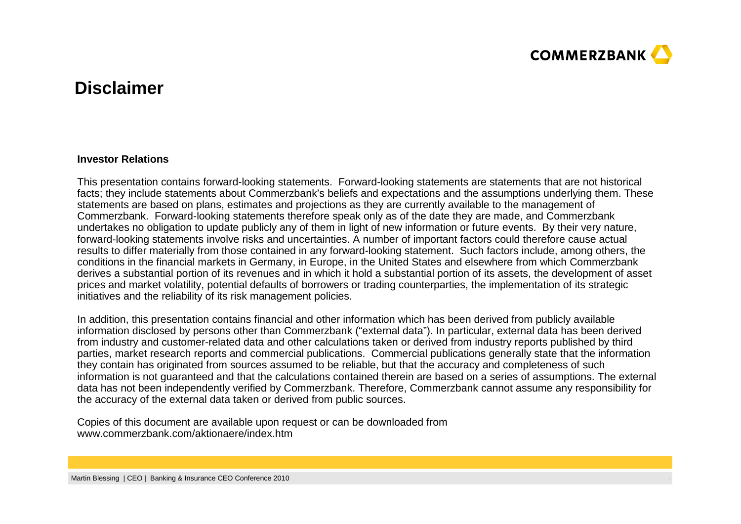# Disclaimer

**Investor Relations**

This presentation contains forward-looking statements. Forward-looking statements are statements that are not historical facts; they include statements about Commerzbank's beliefs and expectations and the assumptions underlying them. These statements are based on plans, estimates and projections as they are currently available to the management of Commerzbank. Forward-looking statements therefore speak only as of the date they are made, and Commerzbank undertakes no obligation to update publicly any of them in light of new information or future events. By their very nature, forward-looking statements involve risks and uncertainties. A number of important factors could therefore cause actual results to differ materially from those contained in any forward-looking statement. Such factors include, among others, the conditions in the financial markets in Germany, in Europe, in the United States and elsewhere from which Commerzbank derives a substantial portion of its revenues and in which it hold a substantial portion of its assets, the development of asset prices and market volatility, potential defaults of borrowers or trading counterparties, the implementation of its strategic initiatives and the reliability of its risk management policies.

In addition, this presentation contains financial and other information which has been derived from publicly available information disclosed by persons other than Commerzbank ("external data"). In particular, external data has been derived from industry and customer-related data and other calculations taken or derived from industry reports published by third parties, market research reports and commercial publications. Commercial publications generally state that the information they contain has originated from sources assumed to be reliable, but that the accuracy and completeness of such information is not guaranteed and that the calculations contained therein are based on a series of assumptions. The external data has not been independently verified by Commerzbank. Therefore, Commerzbank cannot assume any responsibility for the accuracy of the external data taken or derived from public sources.

Copies of this document are available upon request or can be downloaded from www.commerzbank.com/aktionaere/index.htm